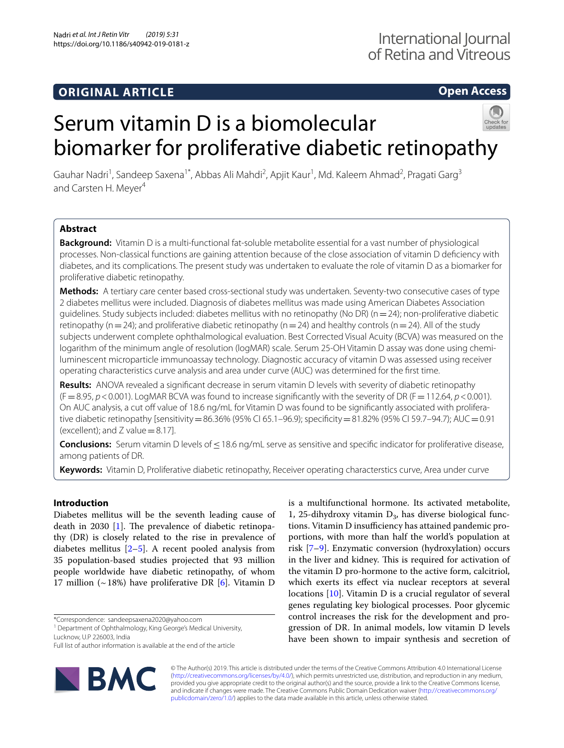ORIGINAL ARTICLE

Open Access

# Serum vitamin D is a biomolecular biomarker for proliferative diabetic retinopathy

Gauhar Nadri[1], Sandeep Saxena[1*], Abbas Ali Mahdi[2], Apjit Kaur[1], Md. Kaleem Ahmad[2], Pragati Garg[3] and Carsten H. Meyer[4]

## Abstract

**Background:** Vitamin D is a multi-functional fat-soluble metabolite essential for a vast number of physiological processes. Non-classical functions are gaining attention because of the close association of vitamin D deficiency with diabetes, and its complications. The present study was undertaken to evaluate the role of vitamin D as a biomarker for proliferative diabetic retinopathy.

**Methods:** A tertiary care center based cross-sectional study was undertaken. Seventy-two consecutive cases of type 2 diabetes mellitus were included. Diagnosis of diabetes mellitus was made using American Diabetes Association guidelines. Study subjects included: diabetes mellitus with no retinopathy (No DR) (n = 24); non-proliferative diabetic retinopathy (n = 24); and proliferative diabetic retinopathy (n = 24) and healthy controls (n = 24). All of the study subjects underwent complete ophthalmological evaluation. Best Corrected Visual Acuity (BCVA) was measured on the logarithm of the minimum angle of resolution (logMAR) scale. Serum 25-OH Vitamin D assay was done using chemi-luminescent microparticle immunoassay technology. Diagnostic accuracy of vitamin D was assessed using receiver operating characteristics curve analysis and area under curve (AUC) was determined for the first time.

**Results:** ANOVA revealed a significant decrease in serum vitamin D levels with severity of diabetic retinopathy ($F = 8.95$, $p < 0.001$). LogMAR BCVA was found to increase significantly with the severity of DR ($F = 112.64$, $p < 0.001$). On AUC analysis, a cut off value of 18.6 ng/mL for Vitamin D was found to be significantly associated with proliferative diabetic retinopathy [sensitivity = 86.36% (95% CI 65.1–96.9); specificity = 81.82% (95% CI 59.7–94.7); AUC = 0.91 (excellent); and Z value = 8.17].

**Conclusions:** Serum vitamin D levels of ≤ 18.6 ng/mL serve as sensitive and specific indicator for proliferative disease, among patients of DR.

**Keywords:** Vitamin D, Proliferative diabetic retinopathy, Receiver operating characterstics curve, Area under curve

## Introduction

Diabetes mellitus will be the seventh leading cause of death in 2030 [1]. The prevalence of diabetic retinopathy (DR) is closely related to the rise in prevalence of diabetes mellitus [2–5]. A recent pooled analysis from 35 population-based studies projected that 93 million people worldwide have diabetic retinopathy, of whom 17 million (~18%) have proliferative DR [6]. Vitamin D is a multifunctional hormone. Its activated metabolite, 1, 25-dihydroxy vitamin $D_3$, has diverse biological functions. Vitamin D insufficiency has attained pandemic proportions, with more than half the world's population at risk [7–9]. Enzymatic conversion (hydroxylation) occurs in the liver and kidney. This is required for activation of the vitamin D pro-hormone to the active form, calcitriol, which exerts its effect via nuclear receptors at several locations [10]. Vitamin D is a crucial regulator of several genes regulating key biological processes. Poor glycemic control increases the risk for the development and progression of DR. In animal models, low vitamin D levels have been shown to impair synthesis and secretion of

*Correspondence: sandeepsaxena2020@yahoo.com
[1] Department of Ophthalmology, King George's Medical University, Lucknow, U.P 226003, India
Full list of author information is available at the end of the article

© The Author(s) 2019. This article is distributed under the terms of the Creative Commons Attribution 4.0 International License (http://creativecommons.org/licenses/by/4.0/), which permits unrestricted use, distribution, and reproduction in any medium, provided you give appropriate credit to the original author(s) and the source, provide a link to the Creative Commons license, and indicate if changes were made. The Creative Commons Public Domain Dedication waiver (http://creativecommons.org/publicdomain/zero/1.0/) applies to the data made available in this article, unless otherwise stated.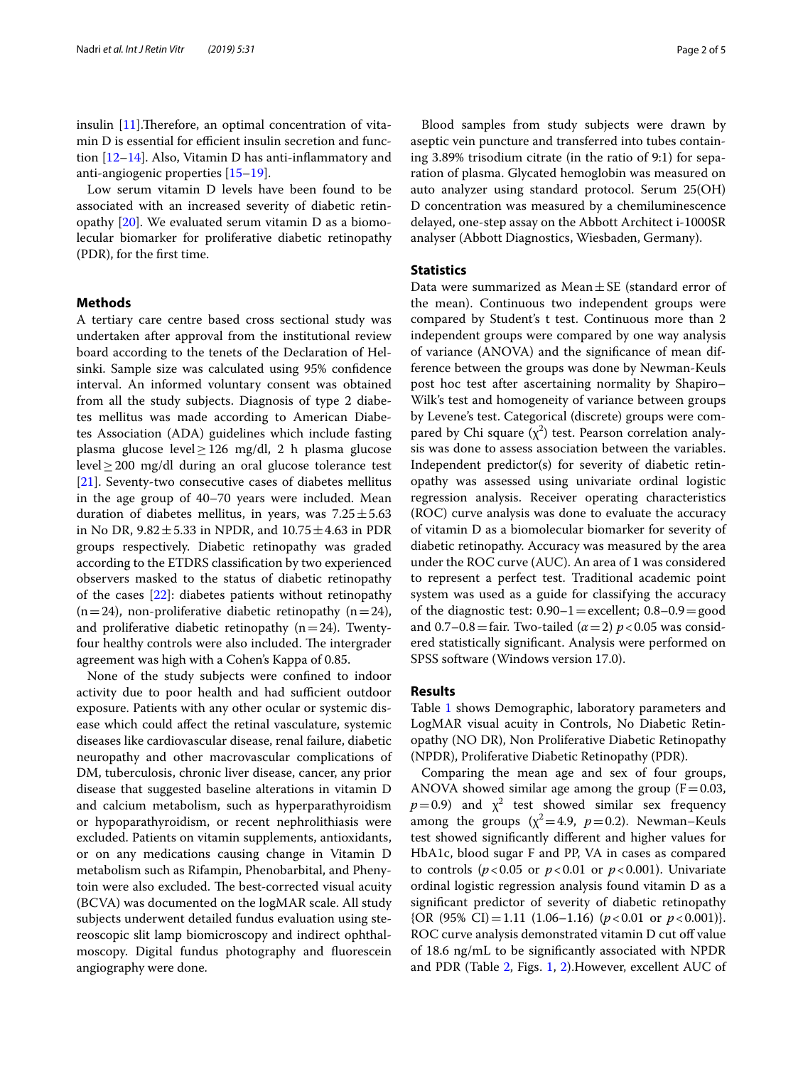insulin [11].Therefore, an optimal concentration of vitamin D is essential for efficient insulin secretion and function [12–14]. Also, Vitamin D has anti-inflammatory and anti-angiogenic properties [15–19].

Low serum vitamin D levels have been found to be associated with an increased severity of diabetic retinopathy [20]. We evaluated serum vitamin D as a biomolecular biomarker for proliferative diabetic retinopathy (PDR), for the first time.

## Methods

A tertiary care centre based cross sectional study was undertaken after approval from the institutional review board according to the tenets of the Declaration of Helsinki. Sample size was calculated using 95% confidence interval. An informed voluntary consent was obtained from all the study subjects. Diagnosis of type 2 diabetes mellitus was made according to American Diabetes Association (ADA) guidelines which include fasting plasma glucose level ≥ 126 mg/dl, 2 h plasma glucose level ≥ 200 mg/dl during an oral glucose tolerance test [21]. Seventy-two consecutive cases of diabetes mellitus in the age group of 40–70 years were included. Mean duration of diabetes mellitus, in years, was 7.25 ± 5.63 in No DR, 9.82 ± 5.33 in NPDR, and 10.75 ± 4.63 in PDR groups respectively. Diabetic retinopathy was graded according to the ETDRS classification by two experienced observers masked to the status of diabetic retinopathy of the cases [22]: diabetes patients without retinopathy (n = 24), non-proliferative diabetic retinopathy (n = 24), and proliferative diabetic retinopathy (n = 24). Twenty-four healthy controls were also included. The intergrader agreement was high with a Cohen's Kappa of 0.85.

None of the study subjects were confined to indoor activity due to poor health and had sufficient outdoor exposure. Patients with any other ocular or systemic disease which could affect the retinal vasculature, systemic diseases like cardiovascular disease, renal failure, diabetic neuropathy and other macrovascular complications of DM, tuberculosis, chronic liver disease, cancer, any prior disease that suggested baseline alterations in vitamin D and calcium metabolism, such as hyperparathyroidism or hypoparathyroidism, or recent nephrolithiasis were excluded. Patients on vitamin supplements, antioxidants, or on any medications causing change in Vitamin D metabolism such as Rifampin, Phenobarbital, and Phenytoin were also excluded. The best-corrected visual acuity (BCVA) was documented on the logMAR scale. All study subjects underwent detailed fundus evaluation using stereoscopic slit lamp biomicroscopy and indirect ophthalmoscopy. Digital fundus photography and fluorescein angiography were done.

Blood samples from study subjects were drawn by aseptic vein puncture and transferred into tubes containing 3.89% trisodium citrate (in the ratio of 9:1) for separation of plasma. Glycated hemoglobin was measured on auto analyzer using standard protocol. Serum 25(OH) D concentration was measured by a chemiluminescence delayed, one-step assay on the Abbott Architect i-1000SR analyser (Abbott Diagnostics, Wiesbaden, Germany).

### Statistics

Data were summarized as Mean ± SE (standard error of the mean). Continuous two independent groups were compared by Student's t test. Continuous more than 2 independent groups were compared by one way analysis of variance (ANOVA) and the significance of mean difference between the groups was done by Newman-Keuls post hoc test after ascertaining normality by Shapiro–Wilk's test and homogeneity of variance between groups by Levene's test. Categorical (discrete) groups were compared by Chi square ($\chi^2$) test. Pearson correlation analysis was done to assess association between the variables. Independent predictor(s) for severity of diabetic retinopathy was assessed using univariate ordinal logistic regression analysis. Receiver operating characteristics (ROC) curve analysis was done to evaluate the accuracy of vitamin D as a biomolecular biomarker for severity of diabetic retinopathy. Accuracy was measured by the area under the ROC curve (AUC). An area of 1 was considered to represent a perfect test. Traditional academic point system was used as a guide for classifying the accuracy of the diagnostic test: 0.90–1 = excellent; 0.8–0.9 = good and 0.7–0.8 = fair. Two-tailed ($\alpha = 2$) $p < 0.05$ was considered statistically significant. Analysis were performed on SPSS software (Windows version 17.0).

## Results

Table 1 shows Demographic, laboratory parameters and LogMAR visual acuity in Controls, No Diabetic Retinopathy (NO DR), Non Proliferative Diabetic Retinopathy (NPDR), Proliferative Diabetic Retinopathy (PDR).

Comparing the mean age and sex of four groups, ANOVA showed similar age among the group ($F = 0.03$, $p = 0.9$) and $\chi^2$ test showed similar sex frequency among the groups ($\chi^2 = 4.9$, $p = 0.2$). Newman–Keuls test showed significantly different and higher values for HbA1c, blood sugar F and PP, VA in cases as compared to controls ($p < 0.05$ or $p < 0.01$ or $p < 0.001$). Univariate ordinal logistic regression analysis found vitamin D as a significant predictor of severity of diabetic retinopathy {OR (95% CI) = 1.11 (1.06–1.16) ($p < 0.01$ or $p < 0.001$)}. ROC curve analysis demonstrated vitamin D cut off value of 18.6 ng/mL to be significantly associated with NPDR and PDR (Table 2, Figs. 1, 2).However, excellent AUC of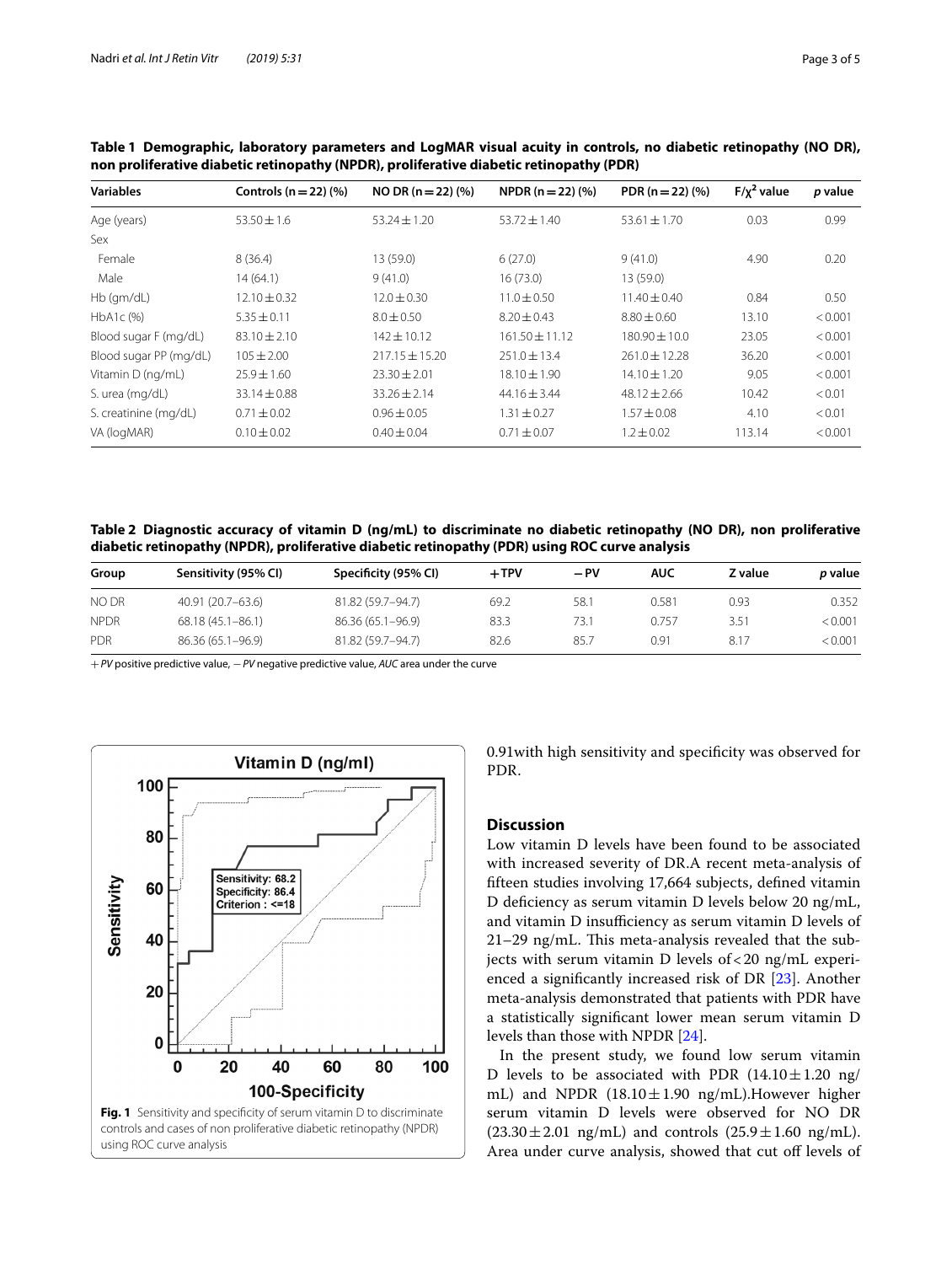**Table 1 Demographic, laboratory parameters and LogMAR visual acuity in controls, no diabetic retinopathy (NO DR), non proliferative diabetic retinopathy (NPDR), proliferative diabetic retinopathy (PDR)**

| Variables | Controls (n = 22) (%) | NO DR (n = 22) (%) | NPDR (n = 22) (%) | PDR (n = 22) (%) | $F/\chi^2$ value | *p* value |
|---|---|---|---|---|---|---|
| Age (years) | 53.50 ± 1.6 | 53.24 ± 1.20 | 53.72 ± 1.40 | 53.61 ± 1.70 | 0.03 | 0.99 |
| Sex | | | | | | |
| Female | 8 (36.4) | 13 (59.0) | 6 (27.0) | 9 (41.0) | 4.90 | 0.20 |
| Male | 14 (64.1) | 9 (41.0) | 16 (73.0) | 13 (59.0) | | |
| Hb (gm/dL) | 12.10 ± 0.32 | 12.0 ± 0.30 | 11.0 ± 0.50 | 11.40 ± 0.40 | 0.84 | 0.50 |
| HbA1c (%) | 5.35 ± 0.11 | 8.0 ± 0.50 | 8.20 ± 0.43 | 8.80 ± 0.60 | 13.10 | < 0.001 |
| Blood sugar F (mg/dL) | 83.10 ± 2.10 | 142 ± 10.12 | 161.50 ± 11.12 | 180.90 ± 10.0 | 23.05 | < 0.001 |
| Blood sugar PP (mg/dL) | 105 ± 2.00 | 217.15 ± 15.20 | 251.0 ± 13.4 | 261.0 ± 12.28 | 36.20 | < 0.001 |
| Vitamin D (ng/mL) | 25.9 ± 1.60 | 23.30 ± 2.01 | 18.10 ± 1.90 | 14.10 ± 1.20 | 9.05 | < 0.001 |
| S. urea (mg/dL) | 33.14 ± 0.88 | 33.26 ± 2.14 | 44.16 ± 3.44 | 48.12 ± 2.66 | 10.42 | < 0.01 |
| S. creatinine (mg/dL) | 0.71 ± 0.02 | 0.96 ± 0.05 | 1.31 ± 0.27 | 1.57 ± 0.08 | 4.10 | < 0.01 |
| VA (logMAR) | 0.10 ± 0.02 | 0.40 ± 0.04 | 0.71 ± 0.07 | 1.2 ± 0.02 | 113.14 | < 0.001 |

**Table 2 Diagnostic accuracy of vitamin D (ng/mL) to discriminate no diabetic retinopathy (NO DR), non proliferative diabetic retinopathy (NPDR), proliferative diabetic retinopathy (PDR) using ROC curve analysis**

| Group | Sensitivity (95% CI) | Specificity (95% CI) | +TPV | − PV | AUC | Z value | *p* value |
|---|---|---|---|---|---|---|---|
| NO DR | 40.91 (20.7–63.6) | 81.82 (59.7–94.7) | 69.2 | 58.1 | 0.581 | 0.93 | 0.352 |
| NPDR | 68.18 (45.1–86.1) | 86.36 (65.1–96.9) | 83.3 | 73.1 | 0.757 | 3.51 | < 0.001 |
| PDR | 86.36 (65.1–96.9) | 81.82 (59.7–94.7) | 82.6 | 85.7 | 0.91 | 8.17 | < 0.001 |

+ *PV* positive predictive value, − *PV* negative predictive value, *AUC* area under the curve

**Fig. 1** Sensitivity and specificity of serum vitamin D to discriminate controls and cases of non proliferative diabetic retinopathy (NPDR) using ROC curve analysis

0.91with high sensitivity and specificity was observed for PDR.

## Discussion

Low vitamin D levels have been found to be associated with increased severity of DR.A recent meta-analysis of fifteen studies involving 17,664 subjects, defined vitamin D deficiency as serum vitamin D levels below 20 ng/mL, and vitamin D insufficiency as serum vitamin D levels of 21–29 ng/mL. This meta-analysis revealed that the subjects with serum vitamin D levels of < 20 ng/mL experienced a significantly increased risk of DR [23]. Another meta-analysis demonstrated that patients with PDR have a statistically significant lower mean serum vitamin D levels than those with NPDR [24].

In the present study, we found low serum vitamin D levels to be associated with PDR (14.10 ± 1.20 ng/mL) and NPDR (18.10 ± 1.90 ng/mL).However higher serum vitamin D levels were observed for NO DR (23.30 ± 2.01 ng/mL) and controls (25.9 ± 1.60 ng/mL). Area under curve analysis, showed that cut off levels of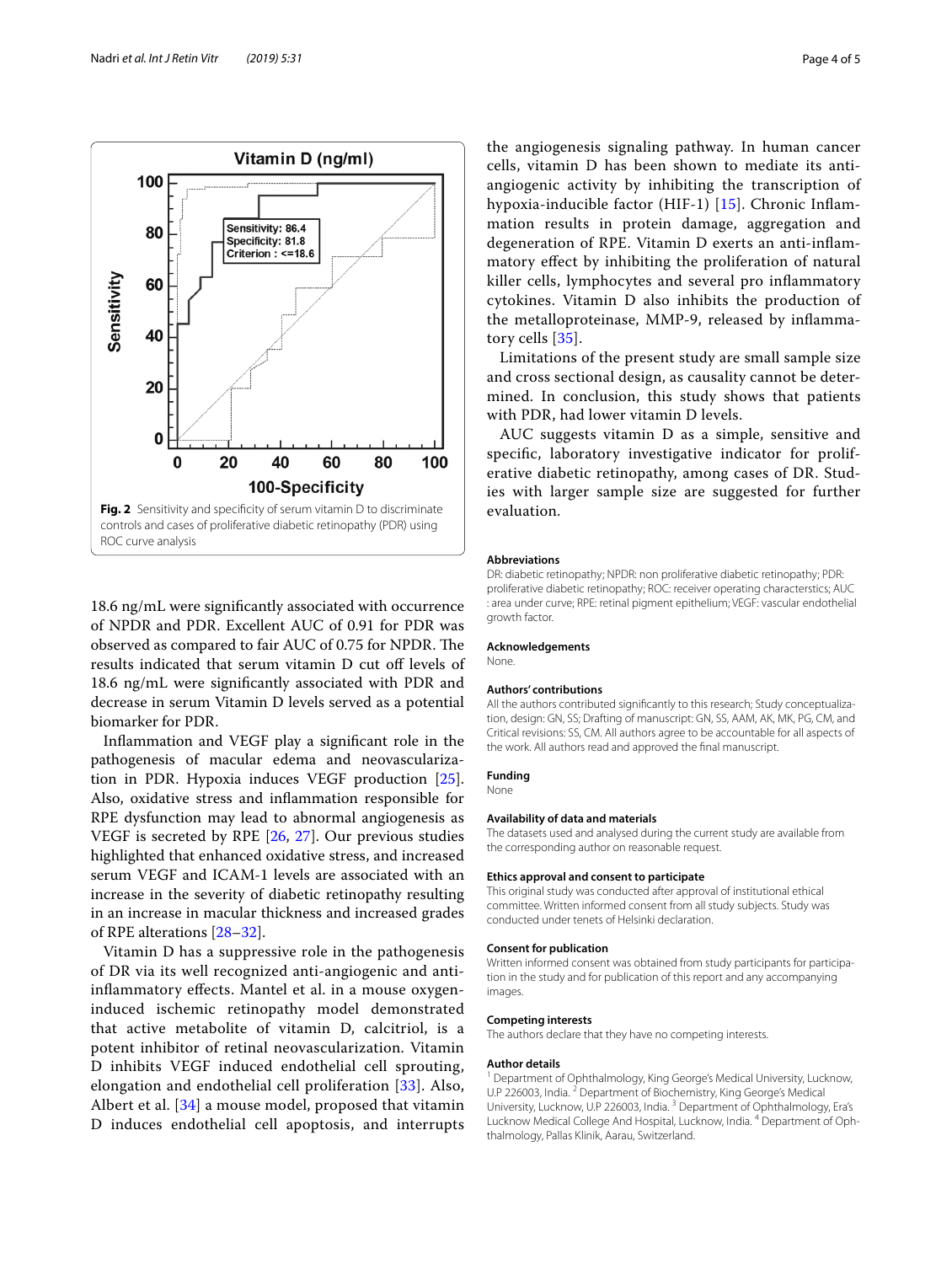Fig. 2 Sensitivity and specificity of serum vitamin D to discriminate controls and cases of proliferative diabetic retinopathy (PDR) using ROC curve analysis

18.6 ng/mL were significantly associated with occurrence of NPDR and PDR. Excellent AUC of 0.91 for PDR was observed as compared to fair AUC of 0.75 for NPDR. The results indicated that serum vitamin D cut off levels of 18.6 ng/mL were significantly associated with PDR and decrease in serum Vitamin D levels served as a potential biomarker for PDR.

Inflammation and VEGF play a significant role in the pathogenesis of macular edema and neovascularization in PDR. Hypoxia induces VEGF production [25]. Also, oxidative stress and inflammation responsible for RPE dysfunction may lead to abnormal angiogenesis as VEGF is secreted by RPE [26, 27]. Our previous studies highlighted that enhanced oxidative stress, and increased serum VEGF and ICAM-1 levels are associated with an increase in the severity of diabetic retinopathy resulting in an increase in macular thickness and increased grades of RPE alterations [28–32].

Vitamin D has a suppressive role in the pathogenesis of DR via its well recognized anti-angiogenic and anti-inflammatory effects. Mantel et al. in a mouse oxygen-induced ischemic retinopathy model demonstrated that active metabolite of vitamin D, calcitriol, is a potent inhibitor of retinal neovascularization. Vitamin D inhibits VEGF induced endothelial cell sprouting, elongation and endothelial cell proliferation [33]. Also, Albert et al. [34] a mouse model, proposed that vitamin D induces endothelial cell apoptosis, and interrupts the angiogenesis signaling pathway. In human cancer cells, vitamin D has been shown to mediate its anti-angiogenic activity by inhibiting the transcription of hypoxia-inducible factor (HIF-1) [15]. Chronic Inflammation results in protein damage, aggregation and degeneration of RPE. Vitamin D exerts an anti-inflammatory effect by inhibiting the proliferation of natural killer cells, lymphocytes and several pro inflammatory cytokines. Vitamin D also inhibits the production of the metalloproteinase, MMP-9, released by inflammatory cells [35].

Limitations of the present study are small sample size and cross sectional design, as causality cannot be determined. In conclusion, this study shows that patients with PDR, had lower vitamin D levels.

AUC suggests vitamin D as a simple, sensitive and specific, laboratory investigative indicator for proliferative diabetic retinopathy, among cases of DR. Studies with larger sample size are suggested for further evaluation.

## Abbreviations

DR: diabetic retinopathy; NPDR: non proliferative diabetic retinopathy; PDR: proliferative diabetic retinopathy; ROC: receiver operating characterstics; AUC : area under curve; RPE: retinal pigment epithelium; VEGF: vascular endothelial growth factor.

## Acknowledgements

None.

## Authors' contributions

All the authors contributed significantly to this research; Study conceptualization, design: GN, SS; Drafting of manuscript: GN, SS, AAM, AK, MK, PG, CM, and Critical revisions: SS, CM. All authors agree to be accountable for all aspects of the work. All authors read and approved the final manuscript.

## Funding

None

## Availability of data and materials

The datasets used and analysed during the current study are available from the corresponding author on reasonable request.

## Ethics approval and consent to participate

This original study was conducted after approval of institutional ethical committee. Written informed consent from all study subjects. Study was conducted under tenets of Helsinki declaration.

## Consent for publication

Written informed consent was obtained from study participants for participation in the study and for publication of this report and any accompanying images.

## Competing interests

The authors declare that they have no competing interests.

## Author details

[1] Department of Ophthalmology, King George's Medical University, Lucknow, U.P 226003, India. [2] Department of Biochemistry, King George's Medical University, Lucknow, U.P 226003, India. [3] Department of Ophthalmology, Era's Lucknow Medical College And Hospital, Lucknow, India. [4] Department of Ophthalmology, Pallas Klinik, Aarau, Switzerland.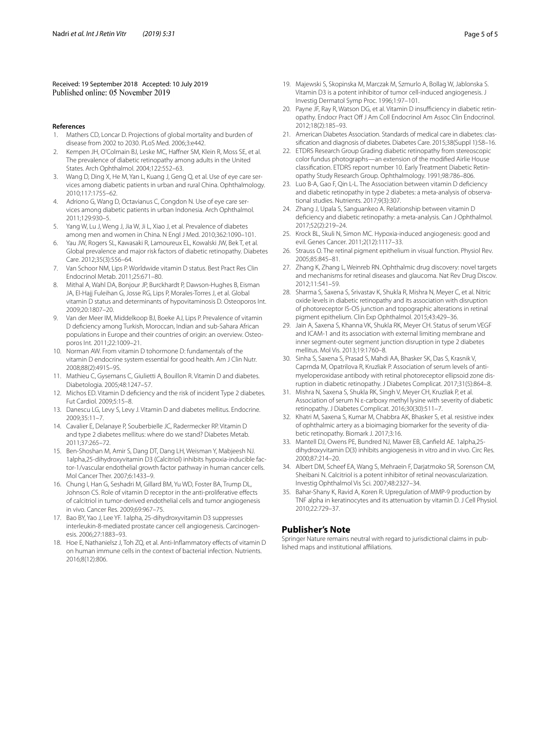Received: 19 September 2018 Accepted: 10 July 2019
Published online: 05 November 2019

#### References

1. Mathers CD, Loncar D. Projections of global mortality and burden of disease from 2002 to 2030. PLoS Med. 2006;3:e442.
2. Kempen JH, O'Colmain BJ, Leske MC, Haffner SM, Klein R, Moss SE, et al. The prevalence of diabetic retinopathy among adults in the United States. Arch Ophthalmol. 2004;122:552–63.
3. Wang D, Ding X, He M, Yan L, Kuang J, Geng Q, et al. Use of eye care services among diabetic patients in urban and rural China. Ophthalmology. 2010;117:1755–62.
4. Adriono G, Wang D, Octavianus C, Congdon N. Use of eye care services among diabetic patients in urban Indonesia. Arch Ophthalmol. 2011;129:930–5.
5. Yang W, Lu J, Weng J, Jia W, Ji L, Xiao J, et al. Prevalence of diabetes among men and women in China. N Engl J Med. 2010;362:1090–101.
6. Yau JW, Rogers SL, Kawasaki R, Lamoureux EL, Kowalski JW, Bek T, et al. Global prevalence and major risk factors of diabetic retinopathy. Diabetes Care. 2012;35(3):556–64.
7. Van Schoor NM, Lips P. Worldwide vitamin D status. Best Pract Res Clin Endocrinol Metab. 2011;25:671–80.
8. Mithal A, Wahl DA, Bonjour JP, Burckhardt P, Dawson-Hughes B, Eisman JA, El-Hajj Fuleihan G, Josse RG, Lips P, Morales-Torres J, et al. Global vitamin D status and determinants of hypovitaminosis D. Osteoporos Int. 2009;20:1807–20.
9. Van der Meer IM, Middelkoop BJ, Boeke AJ, Lips P. Prevalence of vitamin D deficiency among Turkish, Moroccan, Indian and sub-Sahara African populations in Europe and their countries of origin: an overview. Osteoporos Int. 2011;22:1009–21.
10. Norman AW. From vitamin D tohormone D: fundamentals of the vitamin D endocrine system essential for good health. Am J Clin Nutr. 2008;88(2):491S–9S.
11. Mathieu C, Gysemans C, Giulietti A, Bouillon R. Vitamin D and diabetes. Diabetologia. 2005;48:1247–57.
12. Michos ED. Vitamin D deficiency and the risk of incident Type 2 diabetes. Fut Cardiol. 2009;5:15–8.
13. Danescu LG, Levy S, Levy J. Vitamin D and diabetes mellitus. Endocrine. 2009;35:11–7.
14. Cavalier E, Delanaye P, Souberbielle JC, Radermecker RP. Vitamin D and type 2 diabetes mellitus: where do we stand? Diabetes Metab. 2011;37:265–72.
15. Ben-Shoshan M, Amir S, Dang DT, Dang LH, Weisman Y, Mabjeesh NJ. 1alpha,25-dihydroxyvitamin D3 (Calcitriol) inhibits hypoxia-inducible factor-1/vascular endothelial growth factor pathway in human cancer cells. Mol Cancer Ther. 2007;6:1433–9.
16. Chung I, Han G, Seshadri M, Gillard BM, Yu WD, Foster BA, Trump DL, Johnson CS. Role of vitamin D receptor in the anti-proliferative effects of calcitriol in tumor-derived endothelial cells and tumor angiogenesis in vivo. Cancer Res. 2009;69:967–75.
17. Bao BY, Yao J, Lee YF. 1alpha, 25-dihydroxyvitamin D3 suppresses interleukin-8-mediated prostate cancer cell angiogenesis. Carcinogenesis. 2006;27:1883–93.
18. Hoe E, Nathanielsz J, Toh ZQ, et al. Anti-Inflammatory effects of vitamin D on human immune cells in the context of bacterial infection. Nutrients. 2016;8(12):806.
19. Majewski S, Skopinska M, Marczak M, Szmurlo A, Bollag W, Jablonska S. Vitamin D3 is a potent inhibitor of tumor cell-induced angiogenesis. J Investig Dermatol Symp Proc. 1996;1:97–101.
20. Payne JF, Ray R, Watson DG, et al. Vitamin D insufficiency in diabetic retinopathy. Endocr Pract Off J Am Coll Endocrinol Am Assoc Clin Endocrinol. 2012;18(2):185–93.
21. American Diabetes Association. Standards of medical care in diabetes: classification and diagnosis of diabetes. Diabetes Care. 2015;38(Suppl 1):S8–16.
22. ETDRS Research Group Grading diabetic retinopathy from stereoscopic color fundus photographs—an extension of the modified Airlie House classification. ETDRS report number 10. Early Treatment Diabetic Retinopathy Study Research Group. Ophthalmology. 1991;98:786–806.
23. Luo B-A, Gao F, Qin L-L. The Association between vitamin D deficiency and diabetic retinopathy in type 2 diabetes: a meta-analysis of observational studies. Nutrients. 2017;9(3):307.
24. Zhang J, Upala S, Sanguankeo A. Relationship between vitamin D deficiency and diabetic retinopathy: a meta-analysis. Can J Ophthalmol. 2017;52(2):219–24.
25. Krock BL, Skuli N, Simon MC. Hypoxia-induced angiogenesis: good and evil. Genes Cancer. 2011;2(12):1117–33.
26. Strauss O. The retinal pigment epithelium in visual function. Physiol Rev. 2005;85:845–81.
27. Zhang K, Zhang L, Weinreb RN. Ophthalmic drug discovery: novel targets and mechanisms for retinal diseases and glaucoma. Nat Rev Drug Discov. 2012;11:541–59.
28. Sharma S, Saxena S, Srivastav K, Shukla R, Mishra N, Meyer C, et al. Nitric oxide levels in diabetic retinopathy and its association with disruption of photoreceptor IS-OS junction and topographic alterations in retinal pigment epithelium. Clin Exp Ophthalmol. 2015;43:429–36.
29. Jain A, Saxena S, Khanna VK, Shukla RK, Meyer CH. Status of serum VEGF and ICAM-1 and its association with external limiting membrane and inner segment-outer segment junction disruption in type 2 diabetes mellitus. Mol Vis. 2013;19:1760–8.
30. Sinha S, Saxena S, Prasad S, Mahdi AA, Bhasker SK, Das S, Krasnik V, Caprnda M, Opatrilova R, Kruzliak P. Association of serum levels of anti-myeloperoxidase antibody with retinal photoreceptor ellipsoid zone disruption in diabetic retinopathy. J Diabetes Complicat. 2017;31(5):864–8.
31. Mishra N, Saxena S, Shukla RK, Singh V, Meyer CH, Kruzliak P, et al. Association of serum N ε-carboxy methyl lysine with severity of diabetic retinopathy. J Diabetes Complicat. 2016;30(30):511–7.
32. Khatri M, Saxena S, Kumar M, Chabbra AK, Bhasker S, et al. resistive index of ophthalmic artery as a bioimaging biomarker for the severity of diabetic retinopathy. Biomark J. 2017;3:16.
33. Mantell DJ, Owens PE, Bundred NJ, Mawer EB, Canfield AE. 1alpha,25-dihydroxyvitamin D(3) inhibits angiogenesis in vitro and in vivo. Circ Res. 2000;87:214–20.
34. Albert DM, Scheef EA, Wang S, Mehraein F, Darjatmoko SR, Sorenson CM, Sheibani N. Calcitriol is a potent inhibitor of retinal neovascularization. Investig Ophthalmol Vis Sci. 2007;48:2327–34.
35. Bahar-Shany K, Ravid A, Koren R. Upregulation of MMP-9 production by TNF alpha in keratinocytes and its attenuation by vitamin D. J Cell Physiol. 2010;22:729–37.

## Publisher's Note

Springer Nature remains neutral with regard to jurisdictional claims in published maps and institutional affiliations.